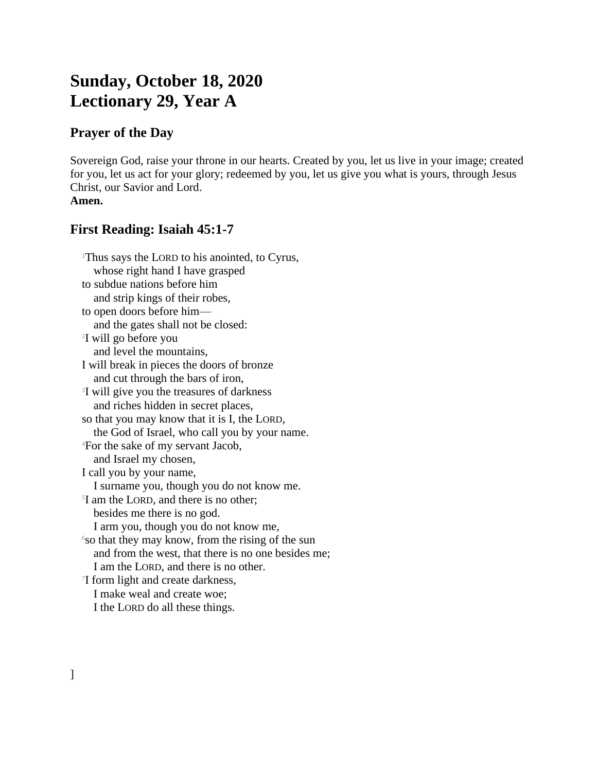# Sunday, October 18, 2020
# Lectionary 29, Year A

## Prayer of the Day

Sovereign God, raise your throne in our hearts. Created by you, let us live in your image; created for you, let us act for your glory; redeemed by you, let us give you what is yours, through Jesus Christ, our Savior and Lord.
**Amen.**

## First Reading: Isaiah 45:1-7

[1]Thus says the LORD to his anointed, to Cyrus,
  whose right hand I have grasped
to subdue nations before him
  and strip kings of their robes,
to open doors before him—
  and the gates shall not be closed:
[2]I will go before you
  and level the mountains,
I will break in pieces the doors of bronze
  and cut through the bars of iron,
[3]I will give you the treasures of darkness
  and riches hidden in secret places,
so that you may know that it is I, the LORD,
  the God of Israel, who call you by your name.
[4]For the sake of my servant Jacob,
  and Israel my chosen,
I call you by your name,
  I surname you, though you do not know me.
[5]I am the LORD, and there is no other;
  besides me there is no god.
  I arm you, though you do not know me,
[6]so that they may know, from the rising of the sun
  and from the west, that there is no one besides me;
  I am the LORD, and there is no other.
[7]I form light and create darkness,
  I make weal and create woe;
  I the LORD do all these things.

]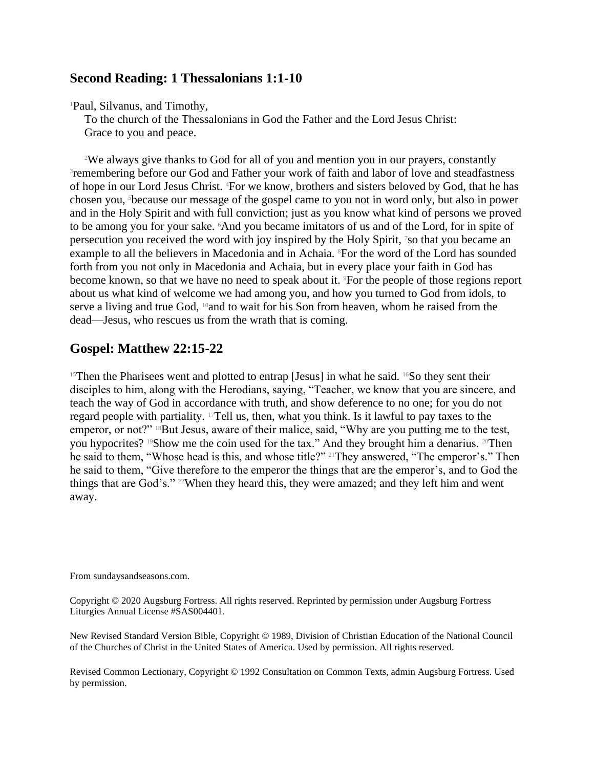## Second Reading: 1 Thessalonians 1:1-10

[1]Paul, Silvanus, and Timothy,
To the church of the Thessalonians in God the Father and the Lord Jesus Christ:
Grace to you and peace.

[2]We always give thanks to God for all of you and mention you in our prayers, constantly [3]remembering before our God and Father your work of faith and labor of love and steadfastness of hope in our Lord Jesus Christ. [4]For we know, brothers and sisters beloved by God, that he has chosen you, [5]because our message of the gospel came to you not in word only, but also in power and in the Holy Spirit and with full conviction; just as you know what kind of persons we proved to be among you for your sake. [6]And you became imitators of us and of the Lord, for in spite of persecution you received the word with joy inspired by the Holy Spirit, [7]so that you became an example to all the believers in Macedonia and in Achaia. [8]For the word of the Lord has sounded forth from you not only in Macedonia and Achaia, but in every place your faith in God has become known, so that we have no need to speak about it. [9]For the people of those regions report about us what kind of welcome we had among you, and how you turned to God from idols, to serve a living and true God, [10]and to wait for his Son from heaven, whom he raised from the dead—Jesus, who rescues us from the wrath that is coming.

## Gospel: Matthew 22:15-22

[15]Then the Pharisees went and plotted to entrap [Jesus] in what he said. [16]So they sent their disciples to him, along with the Herodians, saying, "Teacher, we know that you are sincere, and teach the way of God in accordance with truth, and show deference to no one; for you do not regard people with partiality. [17]Tell us, then, what you think. Is it lawful to pay taxes to the emperor, or not?" [18]But Jesus, aware of their malice, said, "Why are you putting me to the test, you hypocrites? [19]Show me the coin used for the tax." And they brought him a denarius. [20]Then he said to them, "Whose head is this, and whose title?" [21]They answered, "The emperor's." Then he said to them, "Give therefore to the emperor the things that are the emperor's, and to God the things that are God's." [22]When they heard this, they were amazed; and they left him and went away.

From sundaysandseasons.com.

Copyright © 2020 Augsburg Fortress. All rights reserved. Reprinted by permission under Augsburg Fortress Liturgies Annual License #SAS004401.

New Revised Standard Version Bible, Copyright © 1989, Division of Christian Education of the National Council of the Churches of Christ in the United States of America. Used by permission. All rights reserved.

Revised Common Lectionary, Copyright © 1992 Consultation on Common Texts, admin Augsburg Fortress. Used by permission.